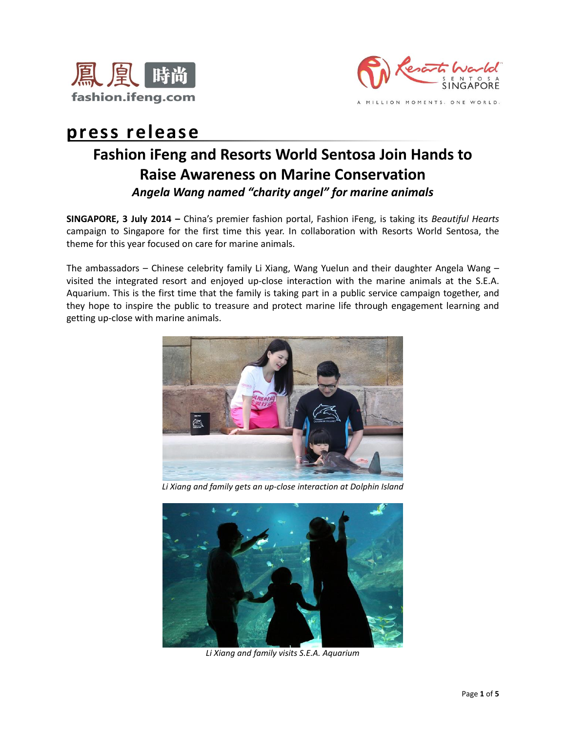# press release

## Fashion iFeng and Resorts World Sentosa Join Hands to Raise Awareness on Marine Conservation

### *Angela Wang named "charity angel" for marine animals*

**SINGAPORE, 3 July 2014 –** China's premier fashion portal, Fashion iFeng, is taking its *Beautiful Hearts* campaign to Singapore for the first time this year. In collaboration with Resorts World Sentosa, the theme for this year focused on care for marine animals.

The ambassadors – Chinese celebrity family Li Xiang, Wang Yuelun and their daughter Angela Wang – visited the integrated resort and enjoyed up-close interaction with the marine animals at the S.E.A. Aquarium. This is the first time that the family is taking part in a public service campaign together, and they hope to inspire the public to treasure and protect marine life through engagement learning and getting up-close with marine animals.

*Li Xiang and family gets an up-close interaction at Dolphin Island*

*Li Xiang and family visits S.E.A. Aquarium*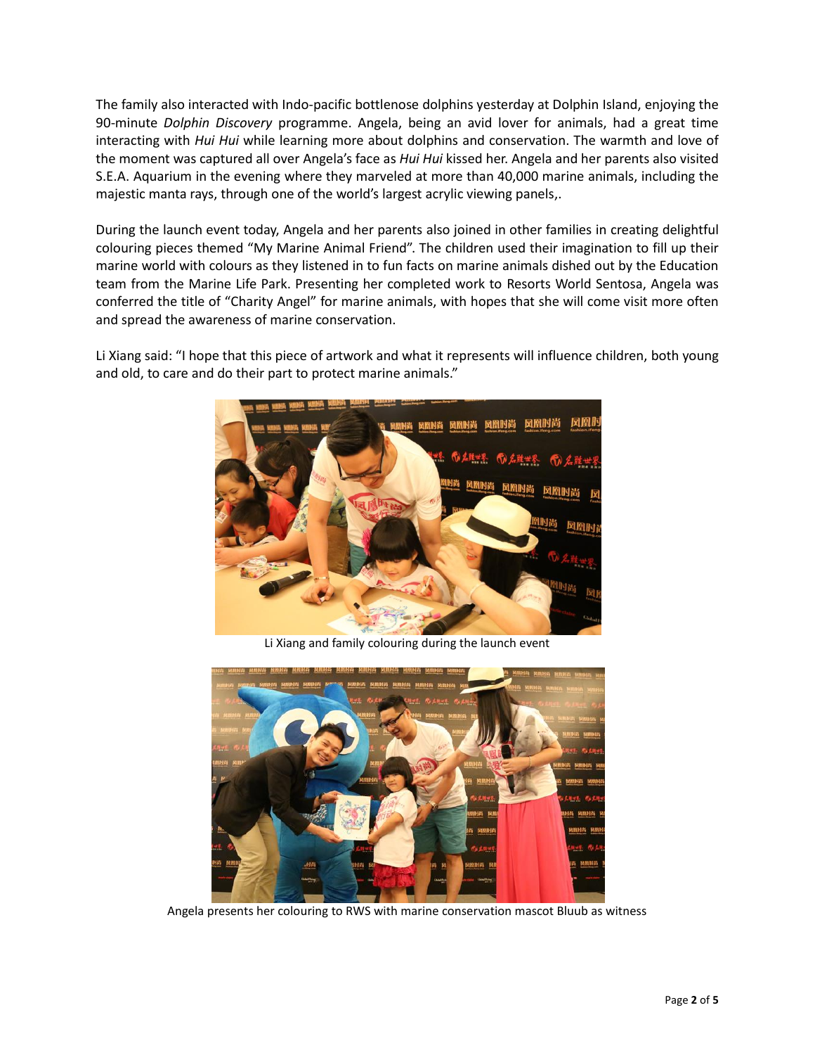The family also interacted with Indo-pacific bottlenose dolphins yesterday at Dolphin Island, enjoying the 90-minute *Dolphin Discovery* programme. Angela, being an avid lover for animals, had a great time interacting with *Hui Hui* while learning more about dolphins and conservation. The warmth and love of the moment was captured all over Angela's face as *Hui Hui* kissed her. Angela and her parents also visited S.E.A. Aquarium in the evening where they marveled at more than 40,000 marine animals, including the majestic manta rays, through one of the world's largest acrylic viewing panels,.

During the launch event today, Angela and her parents also joined in other families in creating delightful colouring pieces themed "My Marine Animal Friend". The children used their imagination to fill up their marine world with colours as they listened in to fun facts on marine animals dished out by the Education team from the Marine Life Park. Presenting her completed work to Resorts World Sentosa, Angela was conferred the title of "Charity Angel" for marine animals, with hopes that she will come visit more often and spread the awareness of marine conservation.

Li Xiang said: "I hope that this piece of artwork and what it represents will influence children, both young and old, to care and do their part to protect marine animals."

Li Xiang and family colouring during the launch event

Angela presents her colouring to RWS with marine conservation mascot Bluub as witness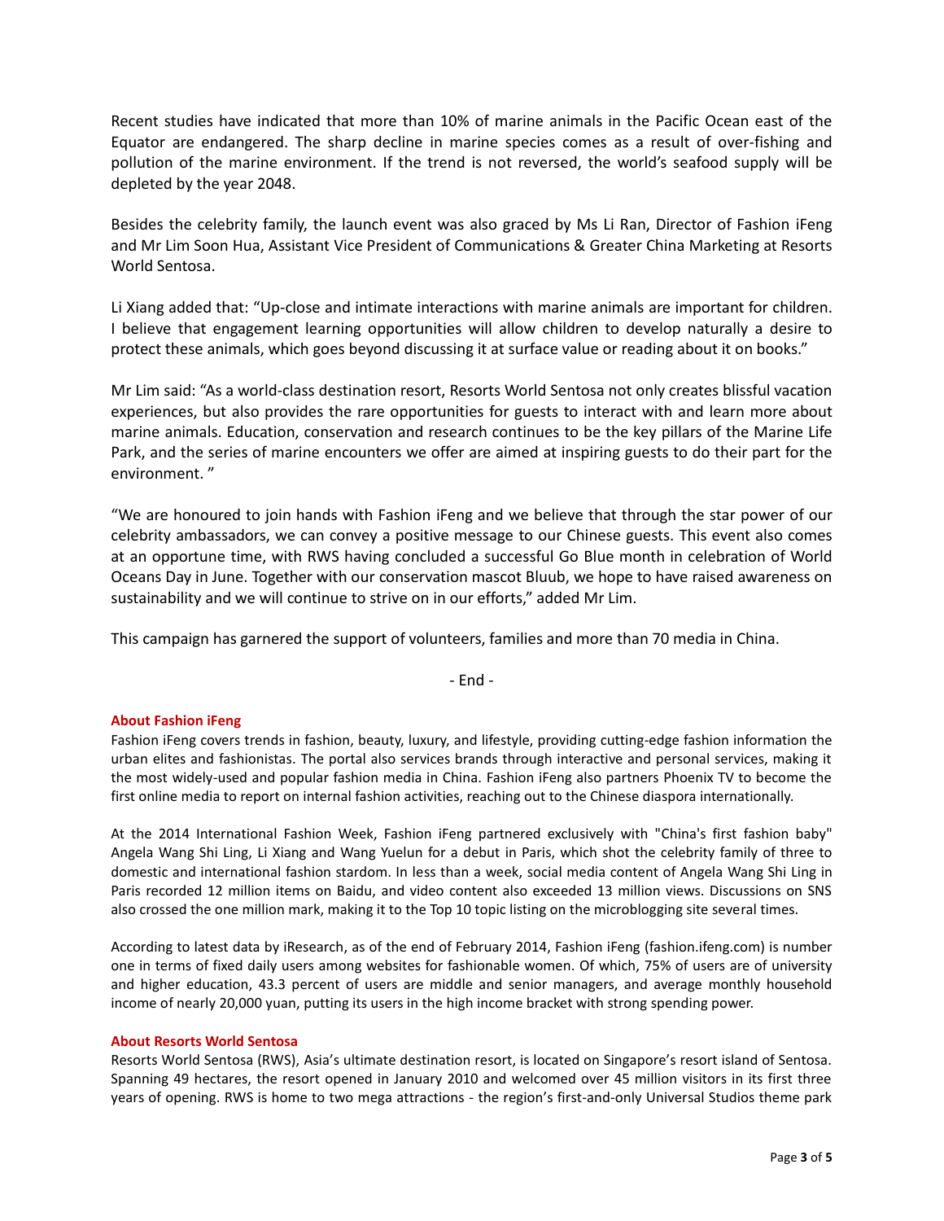Recent studies have indicated that more than 10% of marine animals in the Pacific Ocean east of the Equator are endangered. The sharp decline in marine species comes as a result of over-fishing and pollution of the marine environment. If the trend is not reversed, the world's seafood supply will be depleted by the year 2048.

Besides the celebrity family, the launch event was also graced by Ms Li Ran, Director of Fashion iFeng and Mr Lim Soon Hua, Assistant Vice President of Communications & Greater China Marketing at Resorts World Sentosa.

Li Xiang added that: "Up-close and intimate interactions with marine animals are important for children. I believe that engagement learning opportunities will allow children to develop naturally a desire to protect these animals, which goes beyond discussing it at surface value or reading about it on books."

Mr Lim said: "As a world-class destination resort, Resorts World Sentosa not only creates blissful vacation experiences, but also provides the rare opportunities for guests to interact with and learn more about marine animals. Education, conservation and research continues to be the key pillars of the Marine Life Park, and the series of marine encounters we offer are aimed at inspiring guests to do their part for the environment. "

"We are honoured to join hands with Fashion iFeng and we believe that through the star power of our celebrity ambassadors, we can convey a positive message to our Chinese guests. This event also comes at an opportune time, with RWS having concluded a successful Go Blue month in celebration of World Oceans Day in June. Together with our conservation mascot Bluub, we hope to have raised awareness on sustainability and we will continue to strive on in our efforts," added Mr Lim.

This campaign has garnered the support of volunteers, families and more than 70 media in China.

- End -

**About Fashion iFeng**

Fashion iFeng covers trends in fashion, beauty, luxury, and lifestyle, providing cutting-edge fashion information the urban elites and fashionistas. The portal also services brands through interactive and personal services, making it the most widely-used and popular fashion media in China. Fashion iFeng also partners Phoenix TV to become the first online media to report on internal fashion activities, reaching out to the Chinese diaspora internationally.

At the 2014 International Fashion Week, Fashion iFeng partnered exclusively with "China's first fashion baby" Angela Wang Shi Ling, Li Xiang and Wang Yuelun for a debut in Paris, which shot the celebrity family of three to domestic and international fashion stardom. In less than a week, social media content of Angela Wang Shi Ling in Paris recorded 12 million items on Baidu, and video content also exceeded 13 million views. Discussions on SNS also crossed the one million mark, making it to the Top 10 topic listing on the microblogging site several times.

According to latest data by iResearch, as of the end of February 2014, Fashion iFeng (fashion.ifeng.com) is number one in terms of fixed daily users among websites for fashionable women. Of which, 75% of users are of university and higher education, 43.3 percent of users are middle and senior managers, and average monthly household income of nearly 20,000 yuan, putting its users in the high income bracket with strong spending power.

**About Resorts World Sentosa**

Resorts World Sentosa (RWS), Asia's ultimate destination resort, is located on Singapore's resort island of Sentosa. Spanning 49 hectares, the resort opened in January 2010 and welcomed over 45 million visitors in its first three years of opening. RWS is home to two mega attractions - the region's first-and-only Universal Studios theme park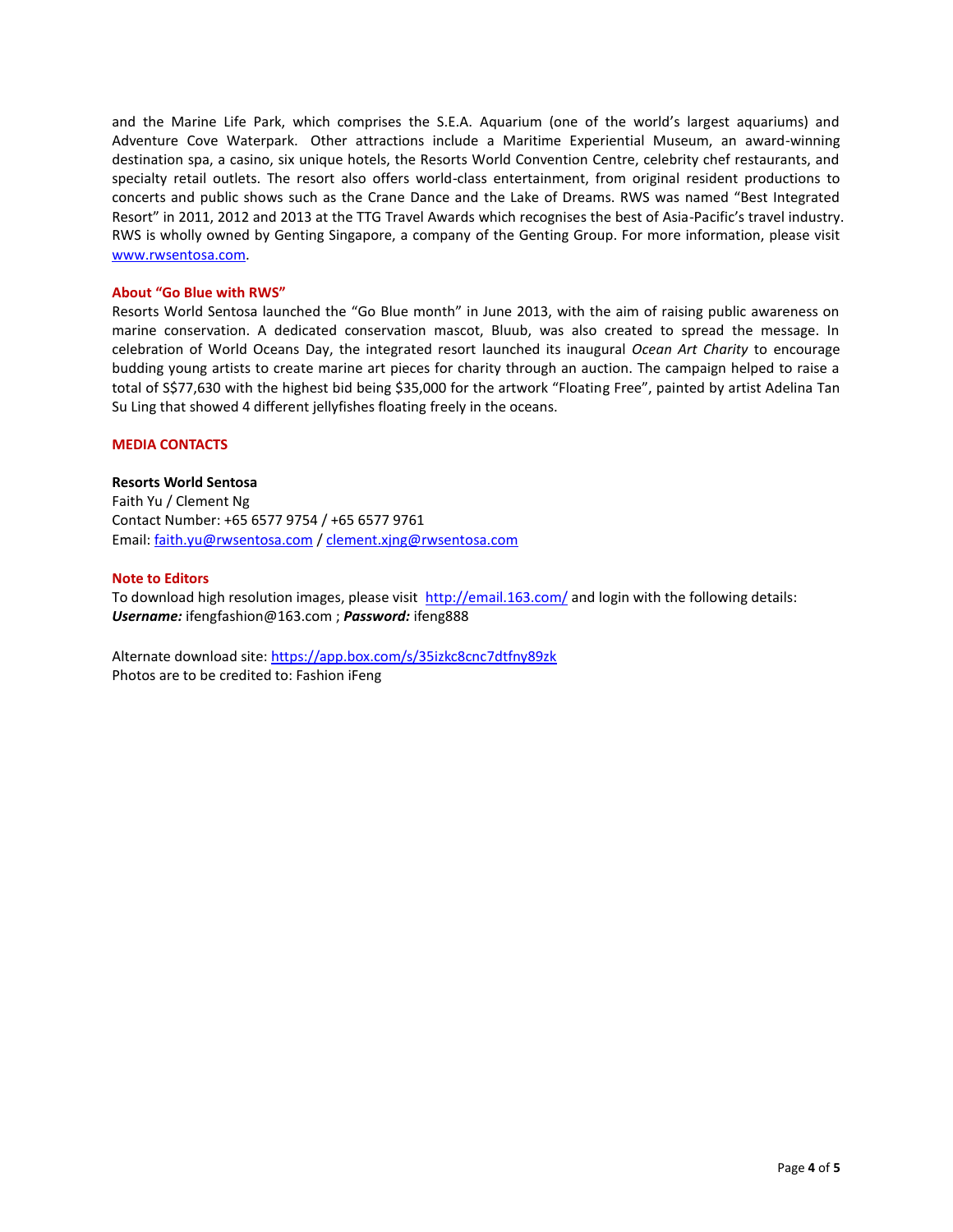and the Marine Life Park, which comprises the S.E.A. Aquarium (one of the world's largest aquariums) and Adventure Cove Waterpark. Other attractions include a Maritime Experiential Museum, an award-winning destination spa, a casino, six unique hotels, the Resorts World Convention Centre, celebrity chef restaurants, and specialty retail outlets. The resort also offers world-class entertainment, from original resident productions to concerts and public shows such as the Crane Dance and the Lake of Dreams. RWS was named "Best Integrated Resort" in 2011, 2012 and 2013 at the TTG Travel Awards which recognises the best of Asia-Pacific's travel industry. RWS is wholly owned by Genting Singapore, a company of the Genting Group. For more information, please visit [www.rwsentosa.com](http://www.rwsentosa.com).

**About "Go Blue with RWS"**

Resorts World Sentosa launched the "Go Blue month" in June 2013, with the aim of raising public awareness on marine conservation. A dedicated conservation mascot, Bluub, was also created to spread the message. In celebration of World Oceans Day, the integrated resort launched its inaugural *Ocean Art Charity* to encourage budding young artists to create marine art pieces for charity through an auction. The campaign helped to raise a total of S$77,630 with the highest bid being $35,000 for the artwork "Floating Free", painted by artist Adelina Tan Su Ling that showed 4 different jellyfishes floating freely in the oceans.

**MEDIA CONTACTS**

**Resorts World Sentosa**
Faith Yu / Clement Ng
Contact Number: +65 6577 9754 / +65 6577 9761
Email: [faith.yu@rwsentosa.com](mailto:faith.yu@rwsentosa.com) / [clement.xjng@rwsentosa.com](mailto:clement.xjng@rwsentosa.com)

**Note to Editors**

To download high resolution images, please visit [http://email.163.com/](http://email.163.com/) and login with the following details:
***Username:*** ifengfashion@163.com ; ***Password:*** ifeng888

Alternate download site: [https://app.box.com/s/35izkc8cnc7dtfny89zk](https://app.box.com/s/35izkc8cnc7dtfny89zk)
Photos are to be credited to: Fashion iFeng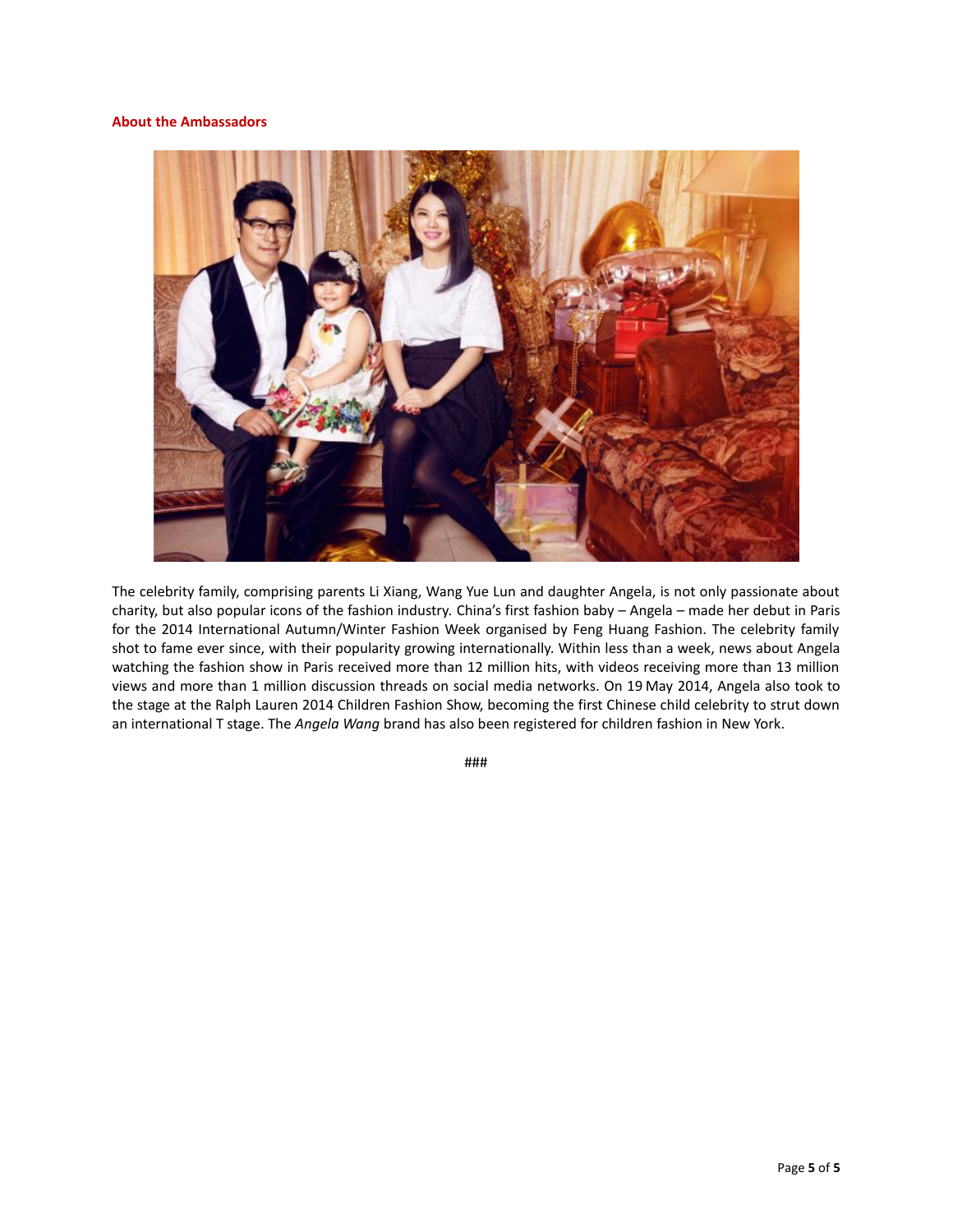## About the Ambassadors

The celebrity family, comprising parents Li Xiang, Wang Yue Lun and daughter Angela, is not only passionate about charity, but also popular icons of the fashion industry. China's first fashion baby – Angela – made her debut in Paris for the 2014 International Autumn/Winter Fashion Week organised by Feng Huang Fashion. The celebrity family shot to fame ever since, with their popularity growing internationally. Within less than a week, news about Angela watching the fashion show in Paris received more than 12 million hits, with videos receiving more than 13 million views and more than 1 million discussion threads on social media networks. On 19 May 2014, Angela also took to the stage at the Ralph Lauren 2014 Children Fashion Show, becoming the first Chinese child celebrity to strut down an international T stage. The *Angela Wang* brand has also been registered for children fashion in New York.

###